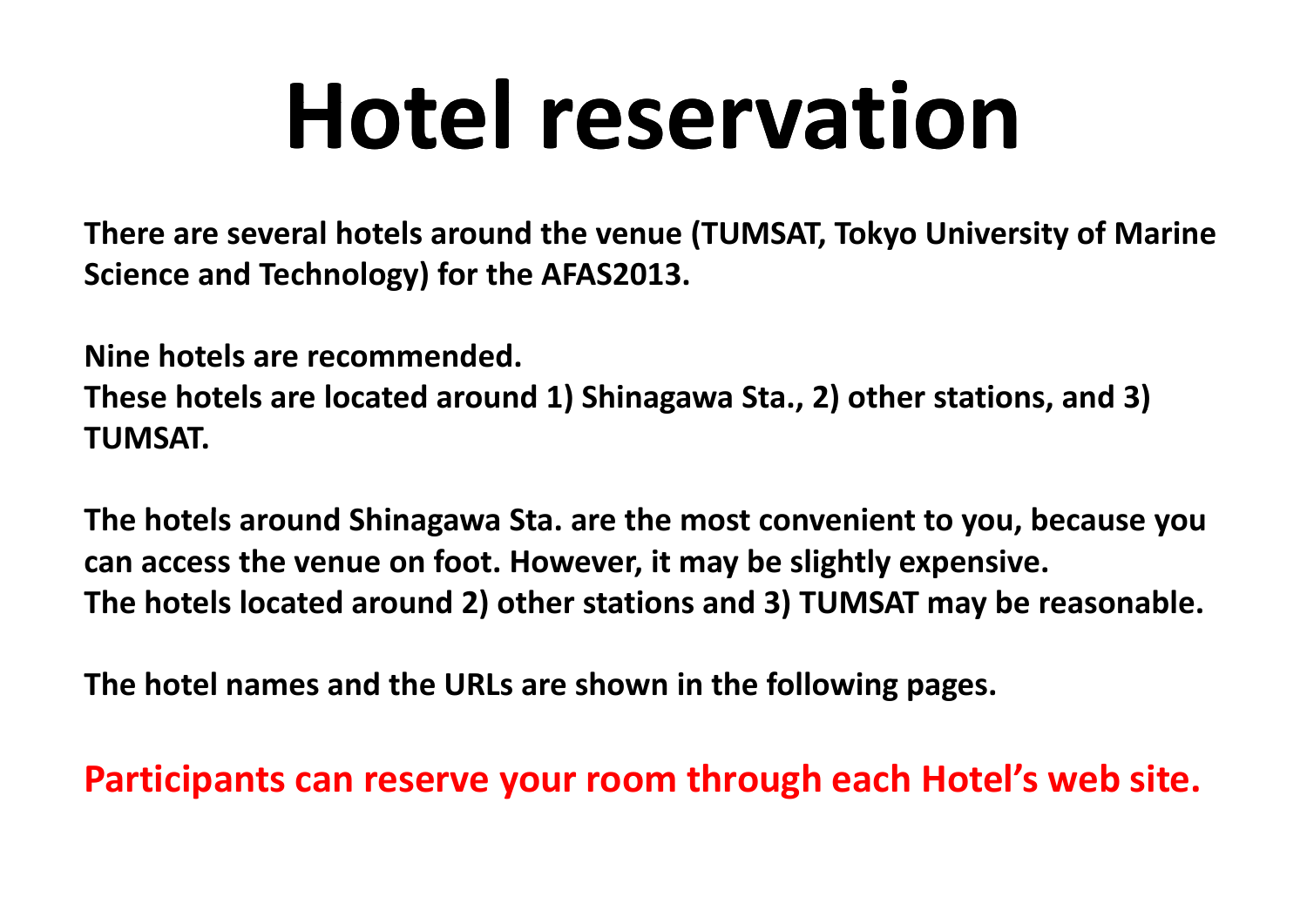# Hotel reservation

**There are several hotels around the venue (TUMSAT, Tokyo University of Marine Science and Technology) for the AFAS2013.**

**Nine hotels are recommended.**
**These hotels are located around 1) Shinagawa Sta., 2) other stations, and 3) TUMSAT.**

**The hotels around Shinagawa Sta. are the most convenient to you, because you can access the venue on foot. However, it may be slightly expensive.**
**The hotels located around 2) other stations and 3) TUMSAT may be reasonable.**

**The hotel names and the URLs are shown in the following pages.**

**Participants can reserve your room through each Hotel's web site.**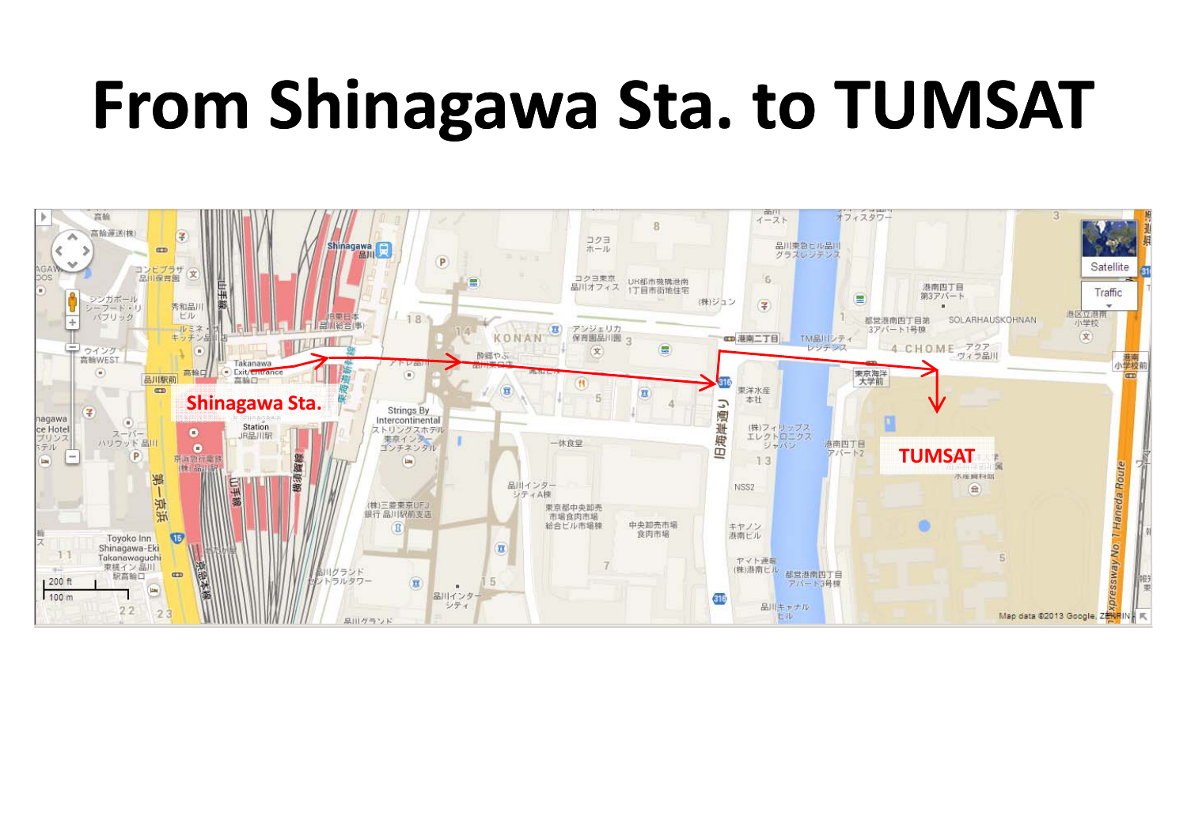# From Shinagawa Sta. to TUMSAT

Shinagawa Sta.

TUMSAT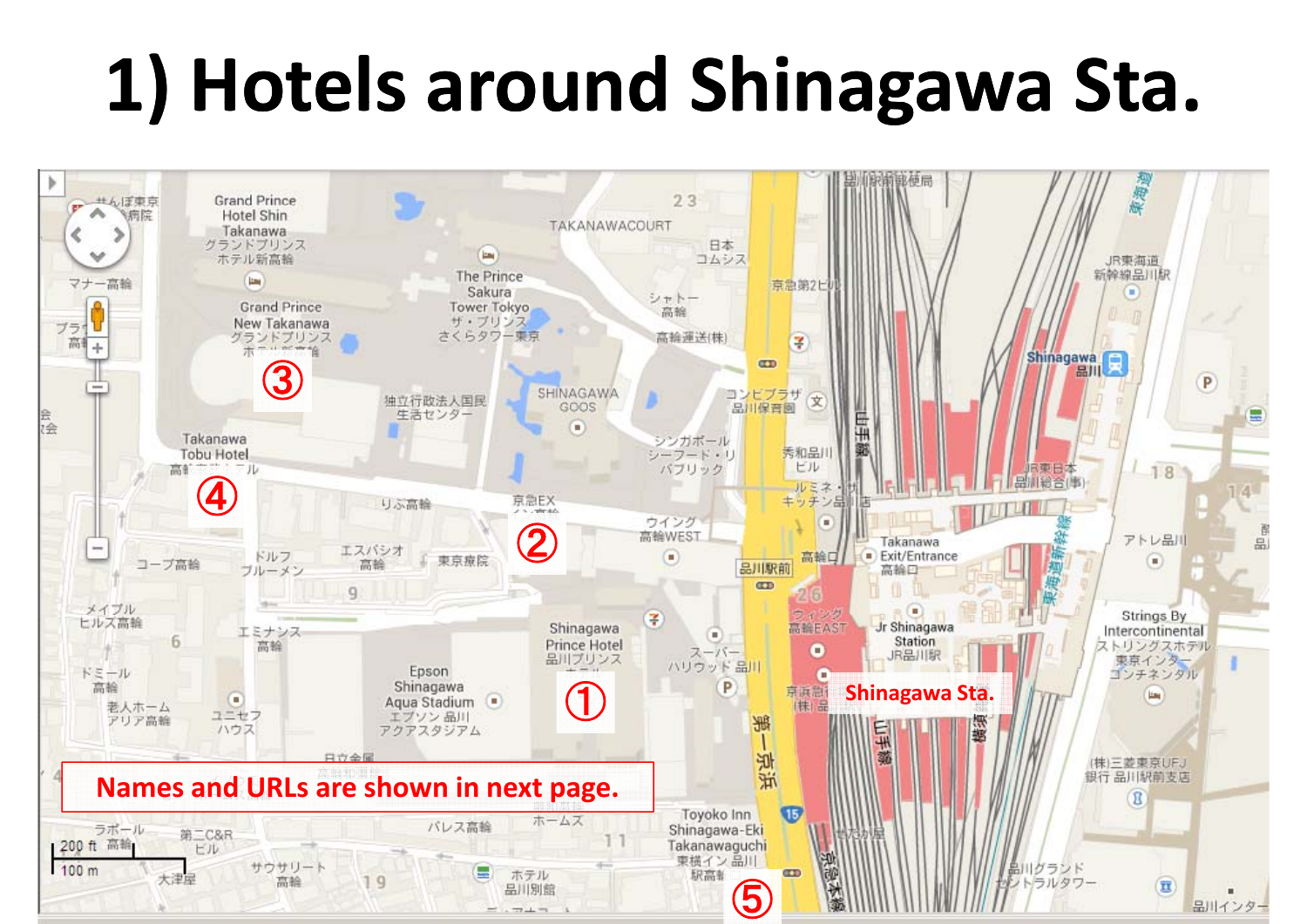# 1) Hotels around Shinagawa Sta.

①

②

③

④

⑤

Shinagawa Sta.

Names and URLs are shown in next page.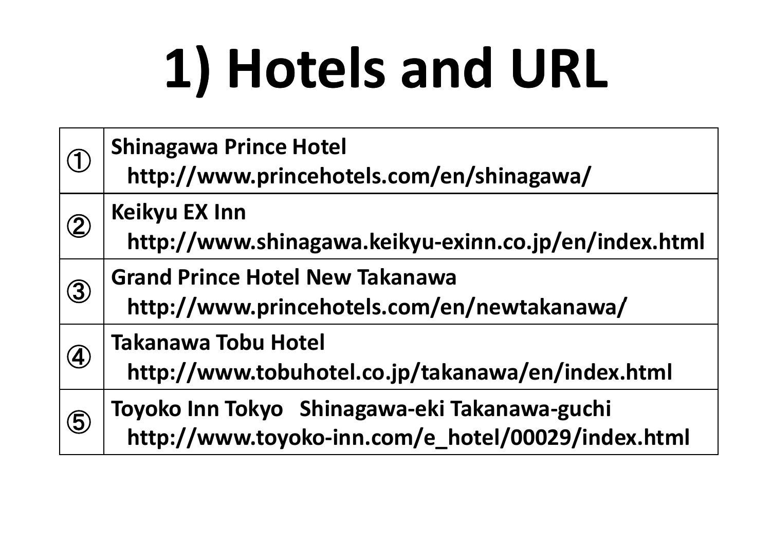# 1) Hotels and URL

| | |
|---|---|
| ① | **Shinagawa Prince Hotel**<br>**http://www.princehotels.com/en/shinagawa/** |
| ② | **Keikyu EX Inn**<br>**http://www.shinagawa.keikyu-exinn.co.jp/en/index.html** |
| ③ | **Grand Prince Hotel New Takanawa**<br>**http://www.princehotels.com/en/newtakanawa/** |
| ④ | **Takanawa Tobu Hotel**<br>**http://www.tobuhotel.co.jp/takanawa/en/index.html** |
| ⑤ | **Toyoko Inn Tokyo Shinagawa-eki Takanawa-guchi**<br>**http://www.toyoko-inn.com/e_hotel/00029/index.html** |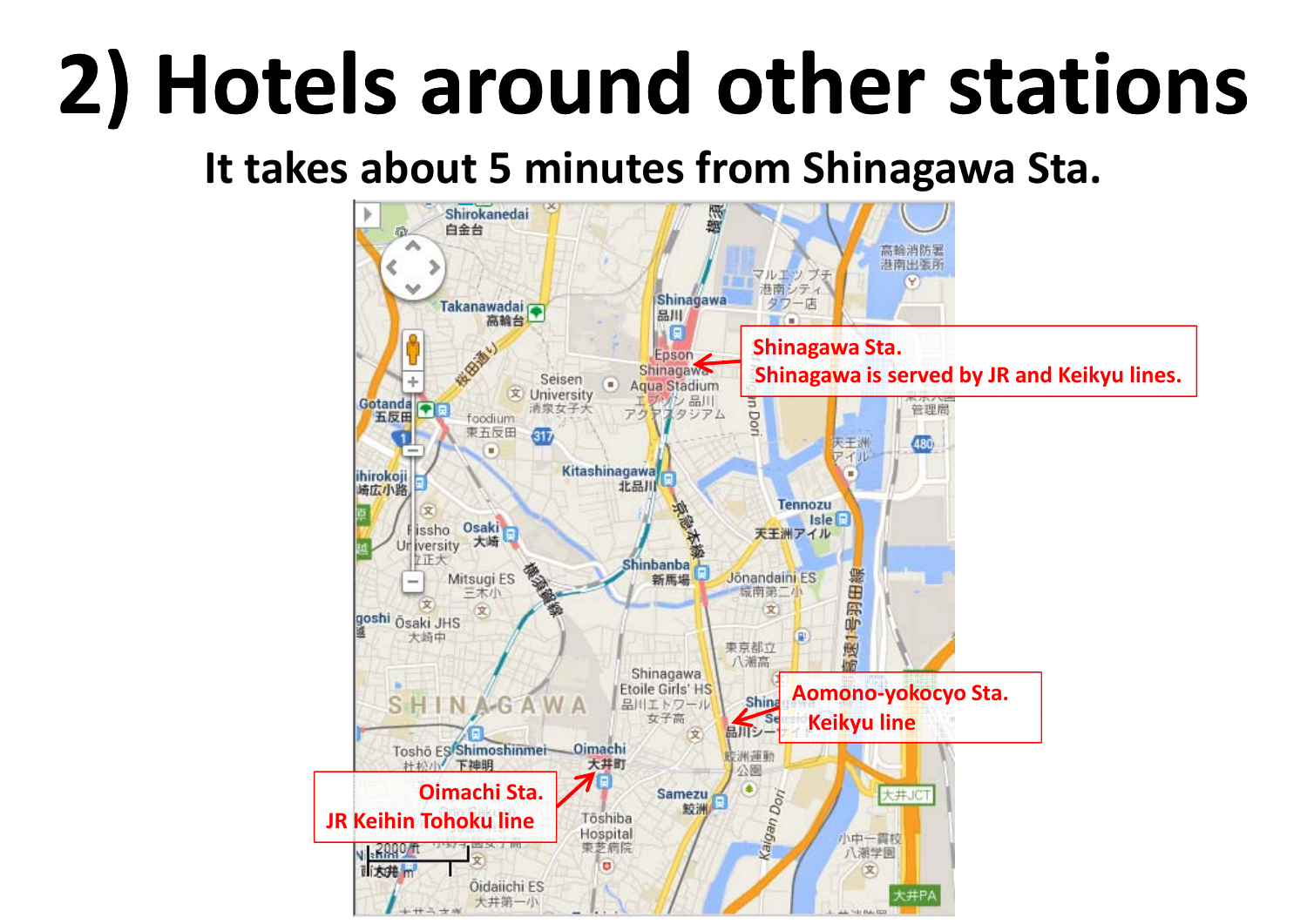# 2) Hotels around other stations

## It takes about 5 minutes from Shinagawa Sta.

Shinagawa Sta.
Shinagawa is served by JR and Keikyu lines.

Aomono-yokocyo Sta.
Keikyu line

Oimachi Sta.
JR Keihin Tohoku line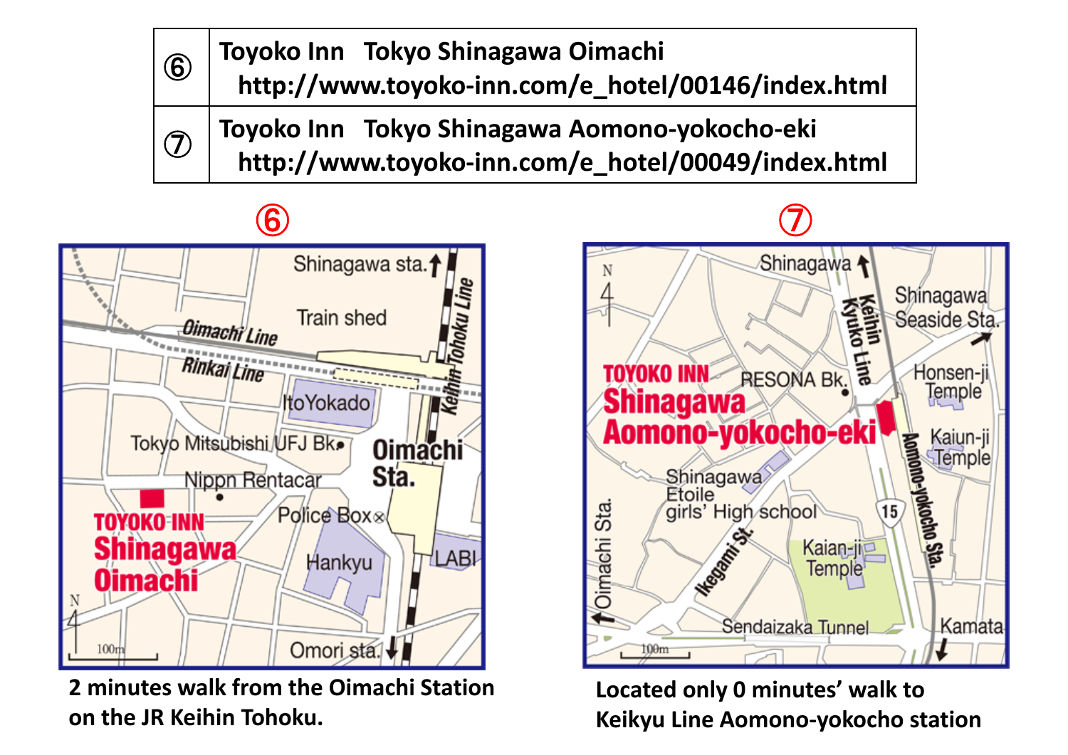| | |
|---|---|
| ⑥ | Toyoko Inn Tokyo Shinagawa Oimachi<br>http://www.toyoko-inn.com/e_hotel/00146/index.html |
| ⑦ | Toyoko Inn Tokyo Shinagawa Aomono-yokocho-eki<br>http://www.toyoko-inn.com/e_hotel/00049/index.html |

⑥

2 minutes walk from the Oimachi Station on the JR Keihin Tohoku.

⑦

Located only 0 minutes' walk to Keikyu Line Aomono-yokocho station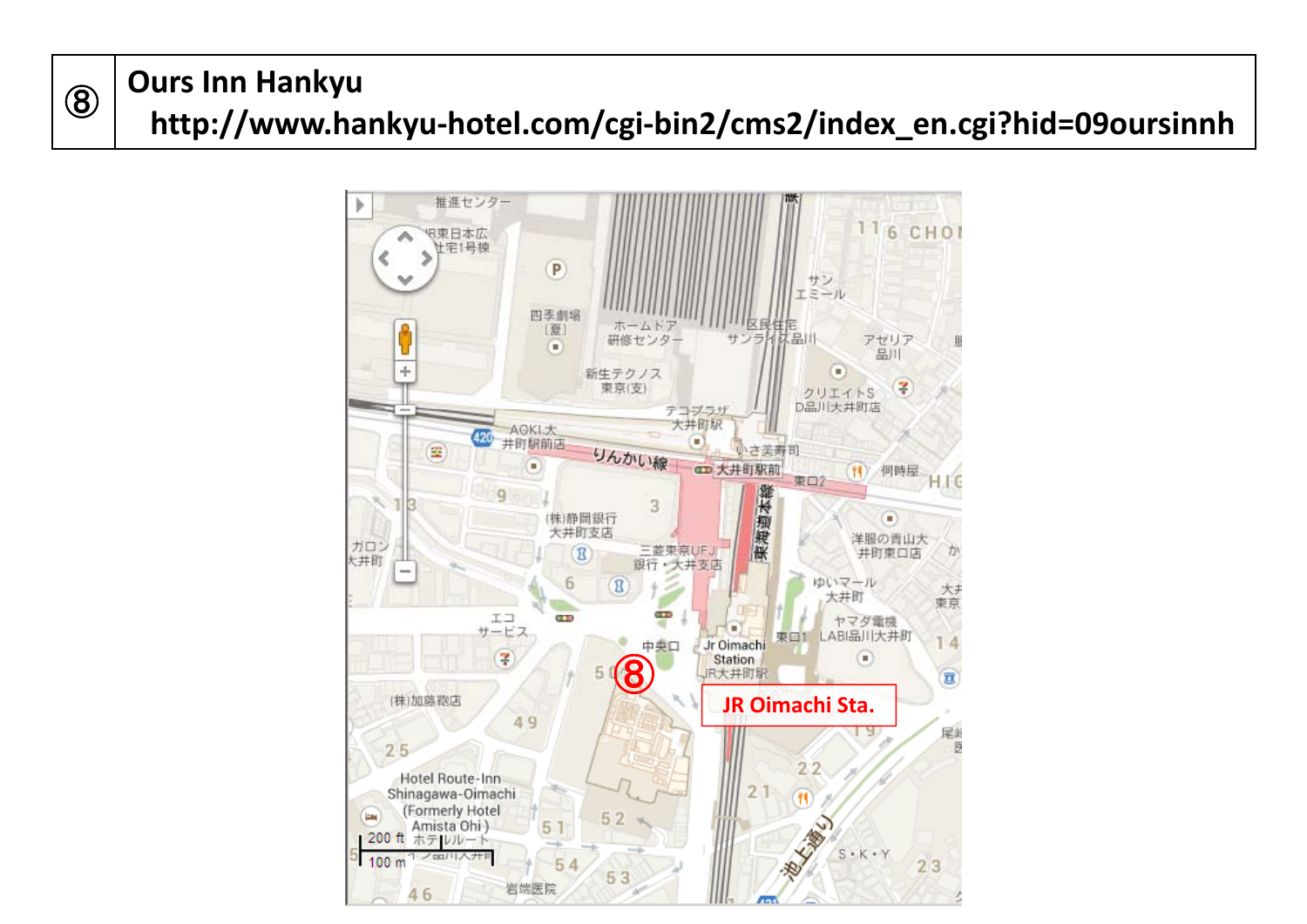| ⑧ | Ours Inn Hankyu http://www.hankyu-hotel.com/cgi-bin2/cms2/index_en.cgi?hid=09oursinnh |
|---|---|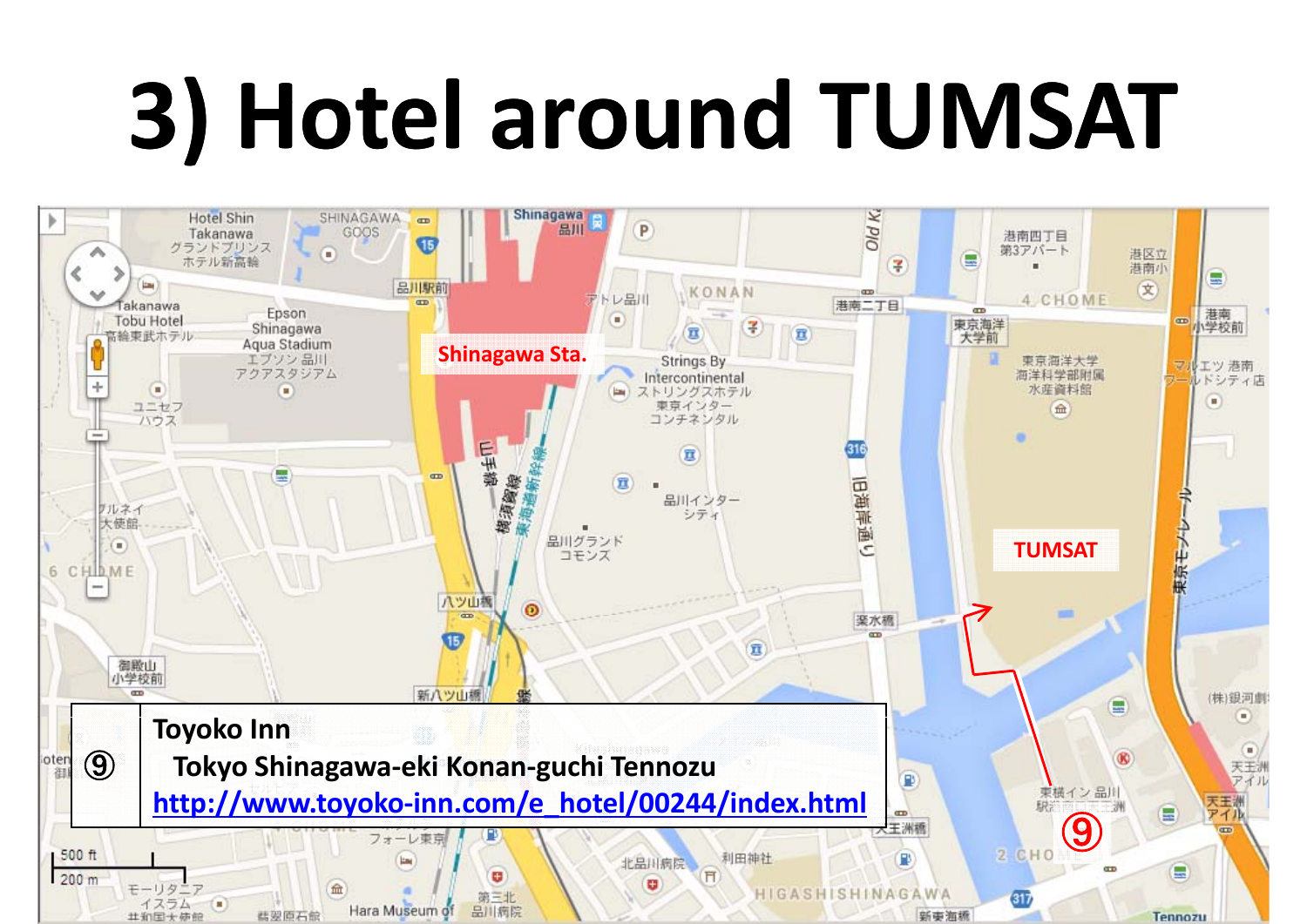# 3) Hotel around TUMSAT

Shinagawa Sta.

TUMSAT

⑨

| | |
|---|---|
| ⑨ | Toyoko Inn<br>Tokyo Shinagawa-eki Konan-guchi Tennozu<br>http://www.toyoko-inn.com/e_hotel/00244/index.html |